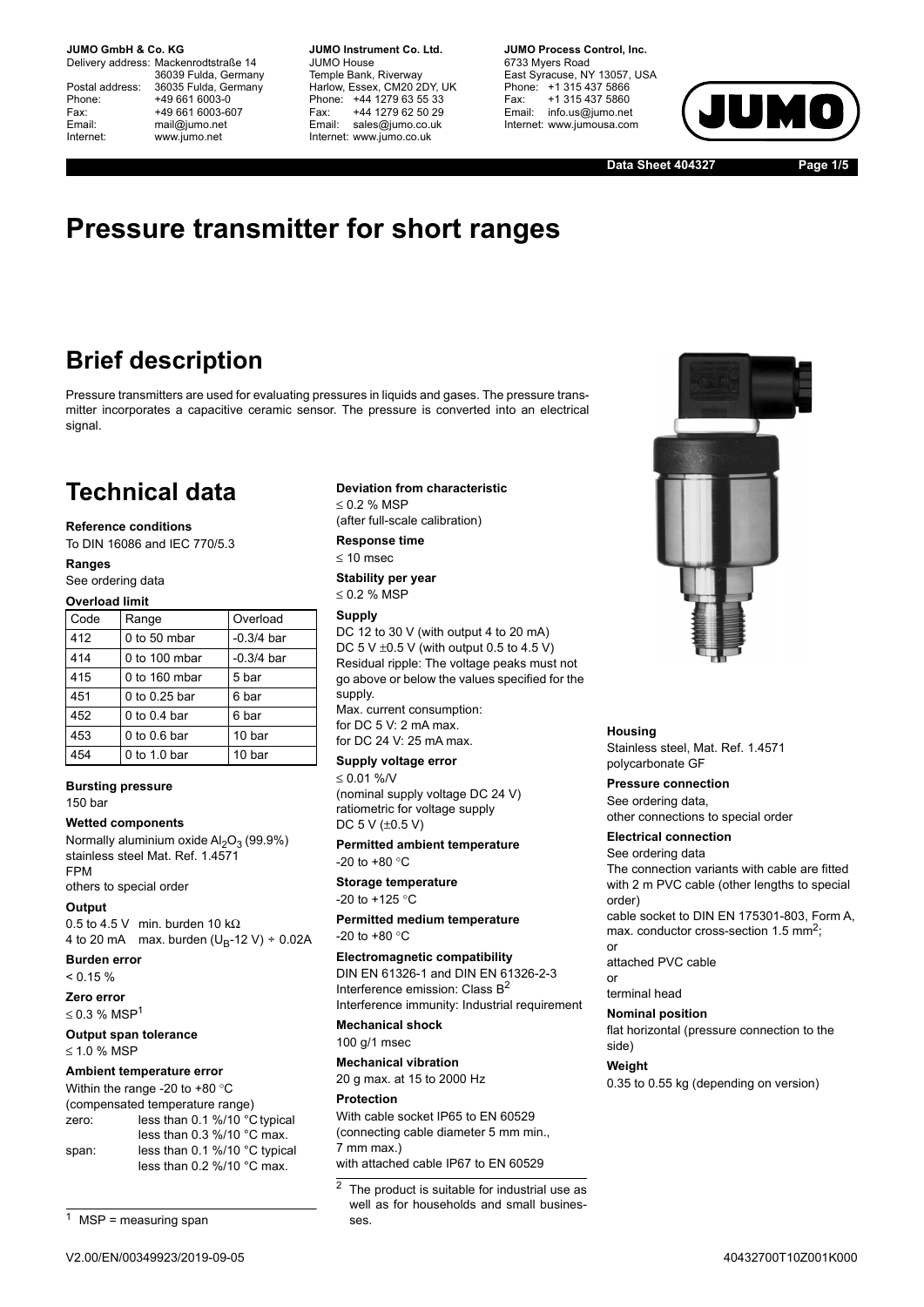**JUMO GmbH & Co. KG**
Delivery address: Mackenrodtstraße 14
36039 Fulda, Germany
Postal address: 36035 Fulda, Germany
Phone: +49 661 6003-0
Fax: +49 661 6003-607
Email: mail@jumo.net
Internet: www.jumo.net

**JUMO Instrument Co. Ltd.**
JUMO House
Temple Bank, Riverway
Harlow, Essex, CM20 2DY, UK
Phone: +44 1279 63 55 33
Fax: +44 1279 62 50 29
Email: sales@jumo.co.uk
Internet: www.jumo.co.uk

**JUMO Process Control, Inc.**
6733 Myers Road
East Syracuse, NY 13057, USA
Phone: +1 315 437 5866
Fax: +1 315 437 5860
Email: info.us@jumo.net
Internet: www.jumousa.com

**Data Sheet 404327**

# Pressure transmitter for short ranges

## Brief description

Pressure transmitters are used for evaluating pressures in liquids and gases. The pressure transmitter incorporates a capacitive ceramic sensor. The pressure is converted into an electrical signal.

## Technical data

**Reference conditions**
To DIN 16086 and IEC 770/5.3

**Ranges**
See ordering data

**Overload limit**

| Code | Range | Overload |
|---|---|---|
| 412 | 0 to 50 mbar | -0.3/4 bar |
| 414 | 0 to 100 mbar | -0.3/4 bar |
| 415 | 0 to 160 mbar | 5 bar |
| 451 | 0 to 0.25 bar | 6 bar |
| 452 | 0 to 0.4 bar | 6 bar |
| 453 | 0 to 0.6 bar | 10 bar |
| 454 | 0 to 1.0 bar | 10 bar |

**Bursting pressure**
150 bar

**Wetted components**
Normally aluminium oxide $Al_2O_3$ (99.9%)
stainless steel Mat. Ref. 1.4571
FPM
others to special order

**Output**
0.5 to 4.5 V min. burden 10 kΩ
4 to 20 mA max. burden ($U_B$-12 V) ÷ 0.02A

**Burden error**
< 0.15 %

**Zero error**
≤ 0.3 % MSP[1]

**Output span tolerance**
≤ 1.0 % MSP

**Ambient temperature error**
Within the range -20 to +80 °C
(compensated temperature range)
zero: less than 0.1 %/10 °C typical
less than 0.3 %/10 °C max.
span: less than 0.1 %/10 °C typical
less than 0.2 %/10 °C max.

[1] MSP = measuring span

**Deviation from characteristic**
≤ 0.2 % MSP
(after full-scale calibration)

**Response time**
≤ 10 msec

**Stability per year**
≤ 0.2 % MSP

**Supply**
DC 12 to 30 V (with output 4 to 20 mA)
DC 5 V ±0.5 V (with output 0.5 to 4.5 V)
Residual ripple: The voltage peaks must not go above or below the values specified for the supply.
Max. current consumption:
for DC 5 V: 2 mA max.
for DC 24 V: 25 mA max.

**Supply voltage error**
≤ 0.01 %/V
(nominal supply voltage DC 24 V)
ratiometric for voltage supply
DC 5 V (±0.5 V)

**Permitted ambient temperature**
-20 to +80 °C

**Storage temperature**
-20 to +125 °C

**Permitted medium temperature**
-20 to +80 °C

**Electromagnetic compatibility**
DIN EN 61326-1 and DIN EN 61326-2-3
Interference emission: Class B[2]
Interference immunity: Industrial requirement

**Mechanical shock**
100 g/1 msec

**Mechanical vibration**
20 g max. at 15 to 2000 Hz

**Protection**
With cable socket IP65 to EN 60529
(connecting cable diameter 5 mm min., 7 mm max.)
with attached cable IP67 to EN 60529

[2] The product is suitable for industrial use as well as for households and small businesses.

**Housing**
Stainless steel, Mat. Ref. 1.4571
polycarbonate GF

**Pressure connection**
See ordering data,
other connections to special order

**Electrical connection**
See ordering data
The connection variants with cable are fitted with 2 m PVC cable (other lengths to special order)
cable socket to DIN EN 175301-803, Form A, max. conductor cross-section 1.5 $mm^2$;
or
attached PVC cable
or
terminal head

**Nominal position**
flat horizontal (pressure connection to the side)

**Weight**
0.35 to 0.55 kg (depending on version)

V2.00/EN/00349923/2019-09-05 40432700T10Z001K000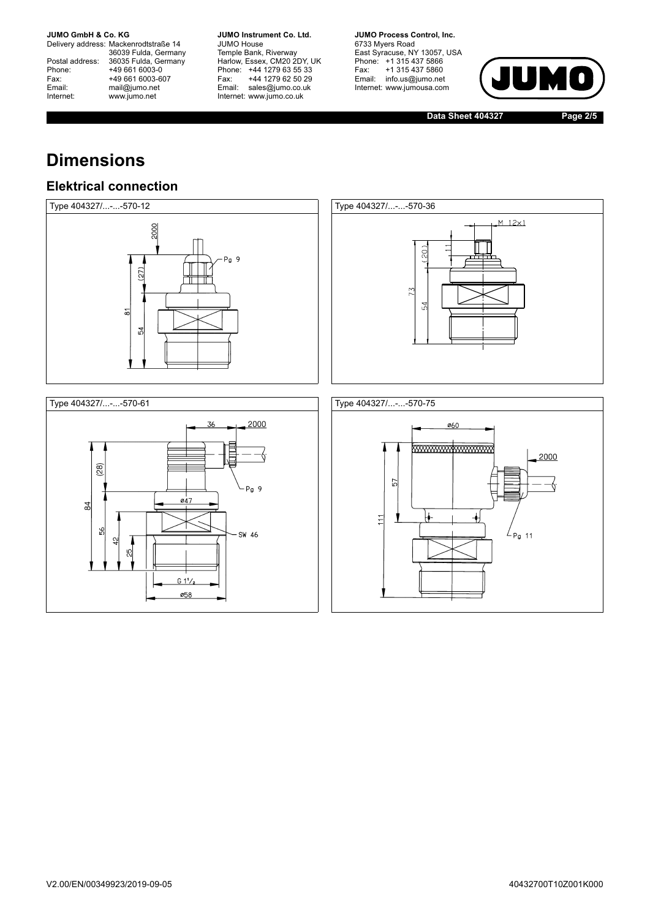# Dimensions

## Elektrical connection

Type 404327/...-...-570-12

2000

Pg 9

(27)

81

54

Type 404327/...-...-570-36

M 12x1

11

(20)

73

54

Type 404327/...-...-570-61

36

2000

(28)

Pg 9

ø47

84

56

SW 46

42

25

G 1½

ø58

Type 404327/...-...-570-75

ø60

2000

57

111

Pg 11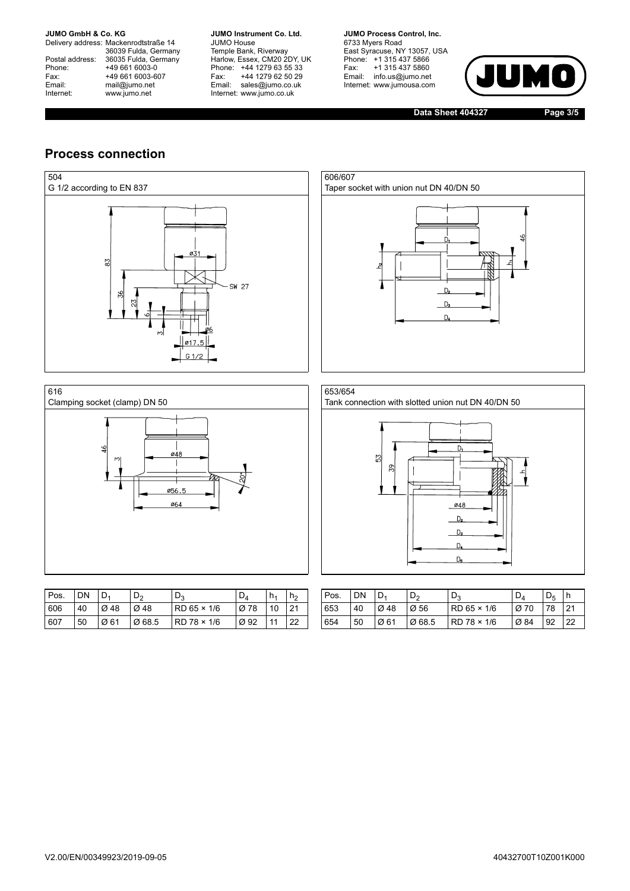## Process connection

504
G 1/2 according to EN 837

606/607
Taper socket with union nut DN 40/DN 50

616
Clamping socket (clamp) DN 50

653/654
Tank connection with slotted union nut DN 40/DN 50

| Pos. | DN | $D_1$ | $D_2$ | $D_3$ | $D_4$ | $h_1$ | $h_2$ |
|---|---|---|---|---|---|---|---|
| 606 | 40 | Ø 48 | Ø 48 | RD 65 × 1/6 | Ø 78 | 10 | 21 |
| 607 | 50 | Ø 61 | Ø 68.5 | RD 78 × 1/6 | Ø 92 | 11 | 22 |

| Pos. | DN | $D_1$ | $D_2$ | $D_3$ | $D_4$ | $D_5$ | h |
|---|---|---|---|---|---|---|---|
| 653 | 40 | Ø 48 | Ø 56 | RD 65 × 1/6 | Ø 70 | 78 | 21 |
| 654 | 50 | Ø 61 | Ø 68.5 | RD 78 × 1/6 | Ø 84 | 92 | 22 |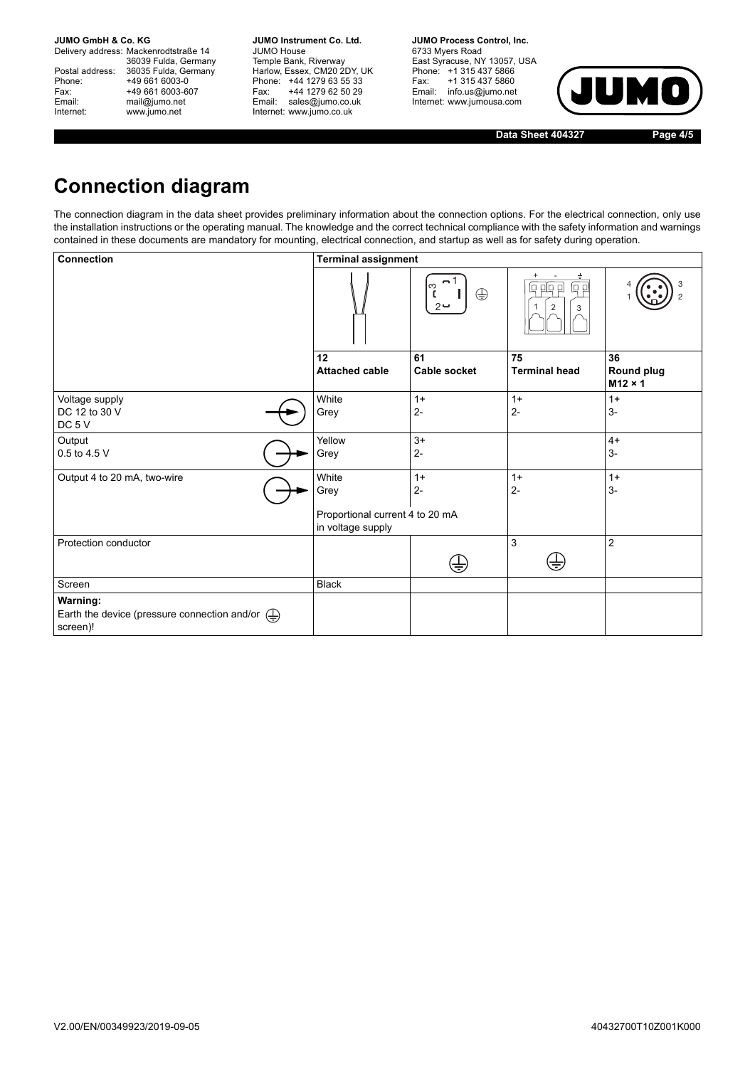# Connection diagram

The connection diagram in the data sheet provides preliminary information about the connection options. For the electrical connection, only use the installation instructions or the operating manual. The knowledge and the correct technical compliance with the safety information and warnings contained in these documents are mandatory for mounting, electrical connection, and startup as well as for safety during operation.

| Connection | Terminal assignment | | | |
|---|---|---|---|---|
| | **12**<br>**Attached cable** | **61**<br>**Cable socket** | **75**<br>**Terminal head** | **36**<br>**Round plug M12 × 1** |
| Voltage supply<br>DC 12 to 30 V<br>DC 5 V | White<br>Grey | 1+<br>2- | 1+<br>2- | 1+<br>3- |
| Output<br>0.5 to 4.5 V | Yellow<br>Grey | 3+<br>2- | | 4+<br>3- |
| Output 4 to 20 mA, two-wire | White<br>Grey<br><br>Proportional current 4 to 20 mA in voltage supply | 1+<br>2- | 1+<br>2- | 1+<br>3- |
| Protection conductor | | ⏚ | 3 ⏚ | 2 |
| Screen | Black | | | |
| **Warning:**<br>Earth the device (pressure connection and/or ⏚ screen)! | | | | |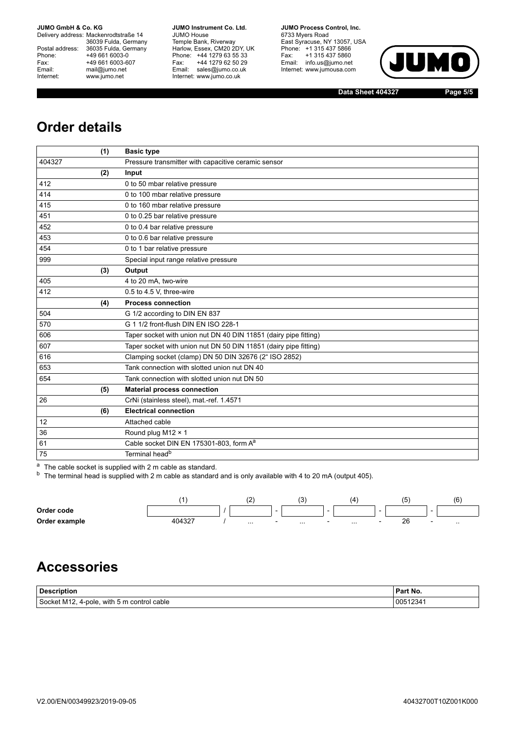## Order details

| | (1) | Basic type |
|---|---|---|
| 404327 | | Pressure transmitter with capacitive ceramic sensor |
| | (2) | **Input** |
| 412 | | 0 to 50 mbar relative pressure |
| 414 | | 0 to 100 mbar relative pressure |
| 415 | | 0 to 160 mbar relative pressure |
| 451 | | 0 to 0.25 bar relative pressure |
| 452 | | 0 to 0.4 bar relative pressure |
| 453 | | 0 to 0.6 bar relative pressure |
| 454 | | 0 to 1 bar relative pressure |
| 999 | | Special input range relative pressure |
| | (3) | **Output** |
| 405 | | 4 to 20 mA, two-wire |
| 412 | | 0.5 to 4.5 V, three-wire |
| | (4) | **Process connection** |
| 504 | | G 1/2 according to DIN EN 837 |
| 570 | | G 1 1/2 front-flush DIN EN ISO 228-1 |
| 606 | | Taper socket with union nut DN 40 DIN 11851 (dairy pipe fitting) |
| 607 | | Taper socket with union nut DN 50 DIN 11851 (dairy pipe fitting) |
| 616 | | Clamping socket (clamp) DN 50 DIN 32676 (2" ISO 2852) |
| 653 | | Tank connection with slotted union nut DN 40 |
| 654 | | Tank connection with slotted union nut DN 50 |
| | (5) | **Material process connection** |
| 26 | | CrNi (stainless steel), mat.-ref. 1.4571 |
| | (6) | **Electrical connection** |
| 12 | | Attached cable |
| 36 | | Round plug M12 × 1 |
| 61 | | Cable socket DIN EN 175301-803, form A[a] |
| 75 | | Terminal head[b] |

[a] The cable socket is supplied with 2 m cable as standard.
[b] The terminal head is supplied with 2 m cable as standard and is only available with 4 to 20 mA (output 405).

| | (1) | | (2) | | (3) | | (4) | | (5) | | (6) |
|---|---|---|---|---|---|---|---|---|---|---|---|
| **Order code** | | / | | - | | - | | - | | - | |
| **Order example** | 404327 | / | ... | - | ... | - | ... | - | 26 | - | .. |

## Accessories

| Description | Part No. |
|---|---|
| Socket M12, 4-pole, with 5 m control cable | 00512341 |

V2.00/EN/00349923/2019-09-05 40432700T10Z001K000